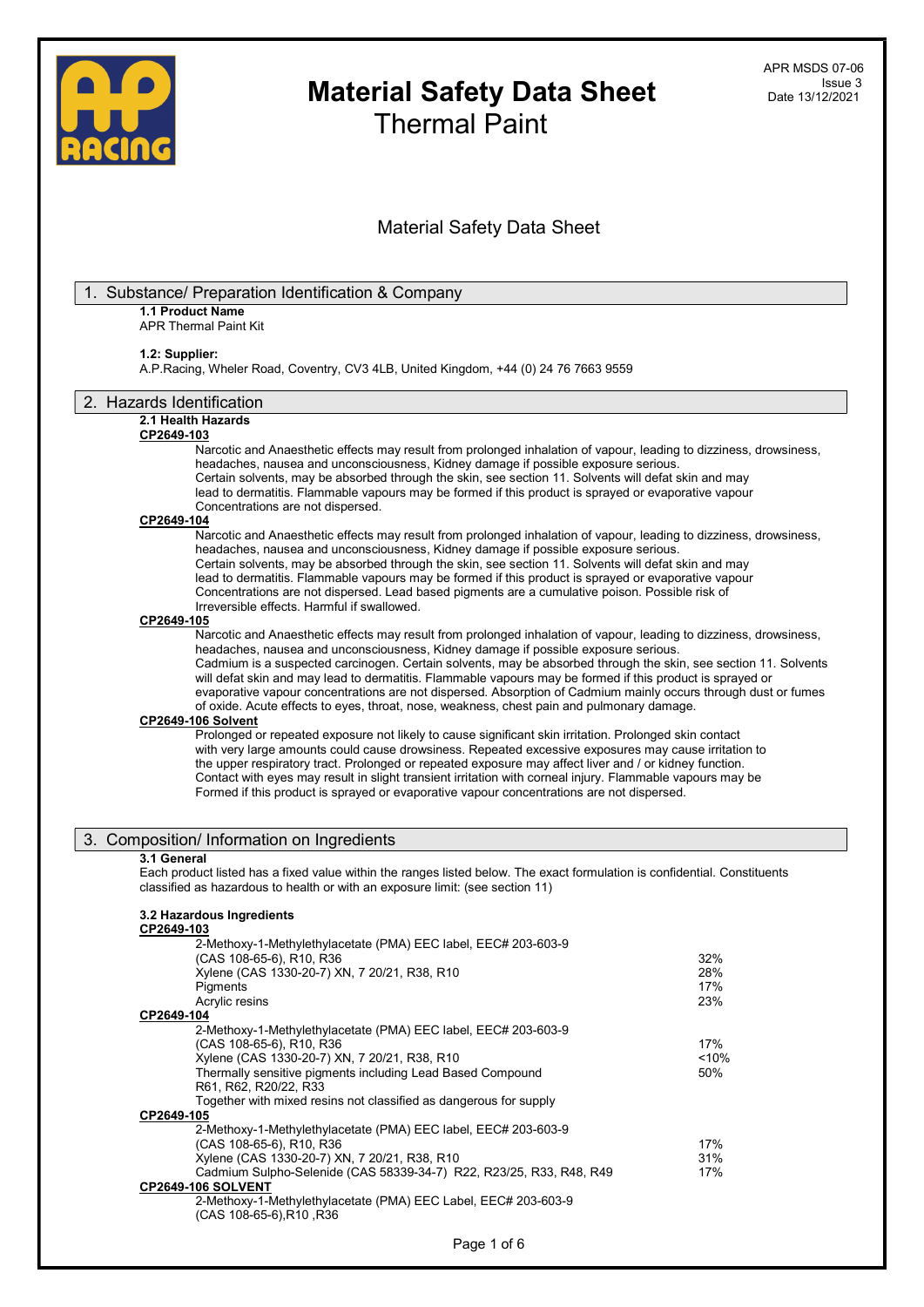# Material Safety Data Sheet
## Thermal Paint

APR MSDS 07-06
Issue 3
Date 13/12/2021

Material Safety Data Sheet

## 1. Substance/ Preparation Identification & Company

**1.1 Product Name**
APR Thermal Paint Kit

**1.2: Supplier:**
A.P.Racing, Wheler Road, Coventry, CV3 4LB, United Kingdom, +44 (0) 24 76 7663 9559

## 2. Hazards Identification

**2.1 Health Hazards**

**CP2649-103**

Narcotic and Anaesthetic effects may result from prolonged inhalation of vapour, leading to dizziness, drowsiness, headaches, nausea and unconsciousness, Kidney damage if possible exposure serious.
Certain solvents, may be absorbed through the skin, see section 11. Solvents will defat skin and may lead to dermatitis. Flammable vapours may be formed if this product is sprayed or evaporative vapour Concentrations are not dispersed.

**CP2649-104**

Narcotic and Anaesthetic effects may result from prolonged inhalation of vapour, leading to dizziness, drowsiness, headaches, nausea and unconsciousness, Kidney damage if possible exposure serious.
Certain solvents, may be absorbed through the skin, see section 11. Solvents will defat skin and may lead to dermatitis. Flammable vapours may be formed if this product is sprayed or evaporative vapour Concentrations are not dispersed. Lead based pigments are a cumulative poison. Possible risk of Irreversible effects. Harmful if swallowed.

**CP2649-105**

Narcotic and Anaesthetic effects may result from prolonged inhalation of vapour, leading to dizziness, drowsiness, headaches, nausea and unconsciousness, Kidney damage if possible exposure serious.
Cadmium is a suspected carcinogen. Certain solvents, may be absorbed through the skin, see section 11. Solvents will defat skin and may lead to dermatitis. Flammable vapours may be formed if this product is sprayed or evaporative vapour concentrations are not dispersed. Absorption of Cadmium mainly occurs through dust or fumes of oxide. Acute effects to eyes, throat, nose, weakness, chest pain and pulmonary damage.

**CP2649-106 Solvent**

Prolonged or repeated exposure not likely to cause significant skin irritation. Prolonged skin contact with very large amounts could cause drowsiness. Repeated excessive exposures may cause irritation to the upper respiratory tract. Prolonged or repeated exposure may affect liver and / or kidney function. Contact with eyes may result in slight transient irritation with corneal injury. Flammable vapours may be Formed if this product is sprayed or evaporative vapour concentrations are not dispersed.

## 3. Composition/ Information on Ingredients

**3.1 General**
Each product listed has a fixed value within the ranges listed below. The exact formulation is confidential. Constituents classified as hazardous to health or with an exposure limit: (see section 11)

**3.2 Hazardous Ingredients**

**CP2649-103**

| Ingredient | % |
|---|---|
| 2-Methoxy-1-Methylethylacetate (PMA) EEC label, EEC# 203-603-9 (CAS 108-65-6), R10, R36 | 32% |
| Xylene (CAS 1330-20-7) XN, 7 20/21, R38, R10 | 28% |
| Pigments | 17% |
| Acrylic resins | 23% |

**CP2649-104**

| Ingredient | % |
|---|---|
| 2-Methoxy-1-Methylethylacetate (PMA) EEC label, EEC# 203-603-9 (CAS 108-65-6), R10, R36 | 17% |
| Xylene (CAS 1330-20-7) XN, 7 20/21, R38, R10 | <10% |
| Thermally sensitive pigments including Lead Based Compound R61, R62, R20/22, R33 | 50% |
| Together with mixed resins not classified as dangerous for supply | |

**CP2649-105**

| Ingredient | % |
|---|---|
| 2-Methoxy-1-Methylethylacetate (PMA) EEC label, EEC# 203-603-9 (CAS 108-65-6), R10, R36 | 17% |
| Xylene (CAS 1330-20-7) XN, 7 20/21, R38, R10 | 31% |
| Cadmium Sulpho-Selenide (CAS 58339-34-7) R22, R23/25, R33, R48, R49 | 17% |

**CP2649-106 SOLVENT**

2-Methoxy-1-Methylethylacetate (PMA) EEC Label, EEC# 203-603-9 (CAS 108-65-6),R10 ,R36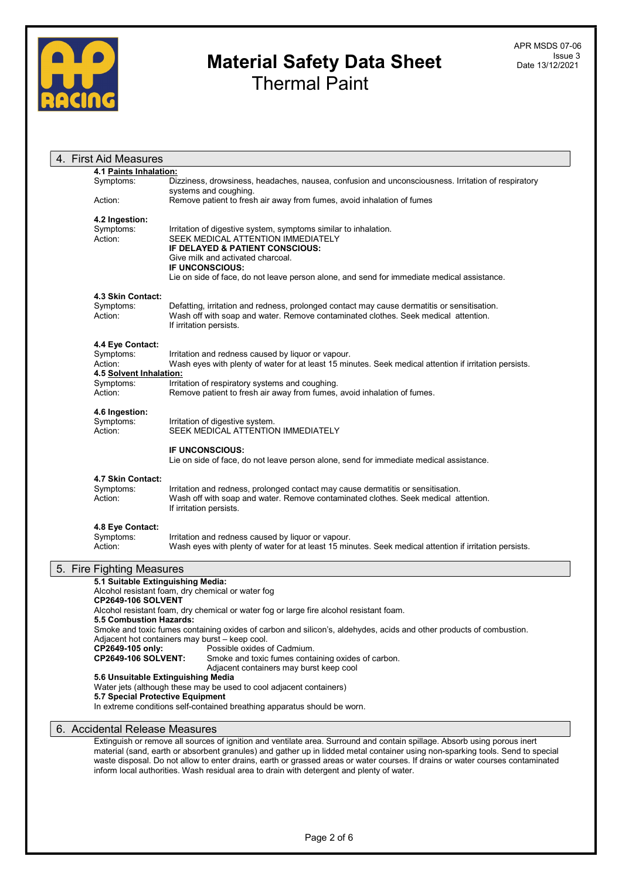# Material Safety Data Sheet
## Thermal Paint

APR MSDS 07-06
Issue 3
Date 13/12/2021

## 4. First Aid Measures

**4.1 Paints Inhalation:**

Symptoms: Dizziness, drowsiness, headaches, nausea, confusion and unconsciousness. Irritation of respiratory systems and coughing.

Action: Remove patient to fresh air away from fumes, avoid inhalation of fumes

**4.2 Ingestion:**

Symptoms: Irritation of digestive system, symptoms similar to inhalation.

Action: SEEK MEDICAL ATTENTION IMMEDIATELY

**IF DELAYED & PATIENT CONSCIOUS:**

Give milk and activated charcoal.

**IF UNCONSCIOUS:**

Lie on side of face, do not leave person alone, and send for immediate medical assistance.

**4.3 Skin Contact:**

Symptoms: Defatting, irritation and redness, prolonged contact may cause dermatitis or sensitisation.

Action: Wash off with soap and water. Remove contaminated clothes. Seek medical attention. If irritation persists.

**4.4 Eye Contact:**

Symptoms: Irritation and redness caused by liquor or vapour.

Action: Wash eyes with plenty of water for at least 15 minutes. Seek medical attention if irritation persists.

**4.5 Solvent Inhalation:**

Symptoms: Irritation of respiratory systems and coughing.

Action: Remove patient to fresh air away from fumes, avoid inhalation of fumes.

**4.6 Ingestion:**

Symptoms: Irritation of digestive system.

Action: SEEK MEDICAL ATTENTION IMMEDIATELY

**IF UNCONSCIOUS:**

Lie on side of face, do not leave person alone, send for immediate medical assistance.

**4.7 Skin Contact:**

Symptoms: Irritation and redness, prolonged contact may cause dermatitis or sensitisation.

Action: Wash off with soap and water. Remove contaminated clothes. Seek medical attention. If irritation persists.

**4.8 Eye Contact:**

Symptoms: Irritation and redness caused by liquor or vapour.

Action: Wash eyes with plenty of water for at least 15 minutes. Seek medical attention if irritation persists.

## 5. Fire Fighting Measures

**5.1 Suitable Extinguishing Media:**

Alcohol resistant foam, dry chemical or water fog

**CP2649-106 SOLVENT**

Alcohol resistant foam, dry chemical or water fog or large fire alcohol resistant foam.

**5.5 Combustion Hazards:**

Smoke and toxic fumes containing oxides of carbon and silicon's, aldehydes, acids and other products of combustion. Adjacent hot containers may burst – keep cool.

**CP2649-105 only:** Possible oxides of Cadmium.

**CP2649-106 SOLVENT:** Smoke and toxic fumes containing oxides of carbon. Adjacent containers may burst keep cool

**5.6 Unsuitable Extinguishing Media**

Water jets (although these may be used to cool adjacent containers)

**5.7 Special Protective Equipment**

In extreme conditions self-contained breathing apparatus should be worn.

## 6. Accidental Release Measures

Extinguish or remove all sources of ignition and ventilate area. Surround and contain spillage. Absorb using porous inert material (sand, earth or absorbent granules) and gather up in lidded metal container using non-sparking tools. Send to special waste disposal. Do not allow to enter drains, earth or grassed areas or water courses. If drains or water courses contaminated inform local authorities. Wash residual area to drain with detergent and plenty of water.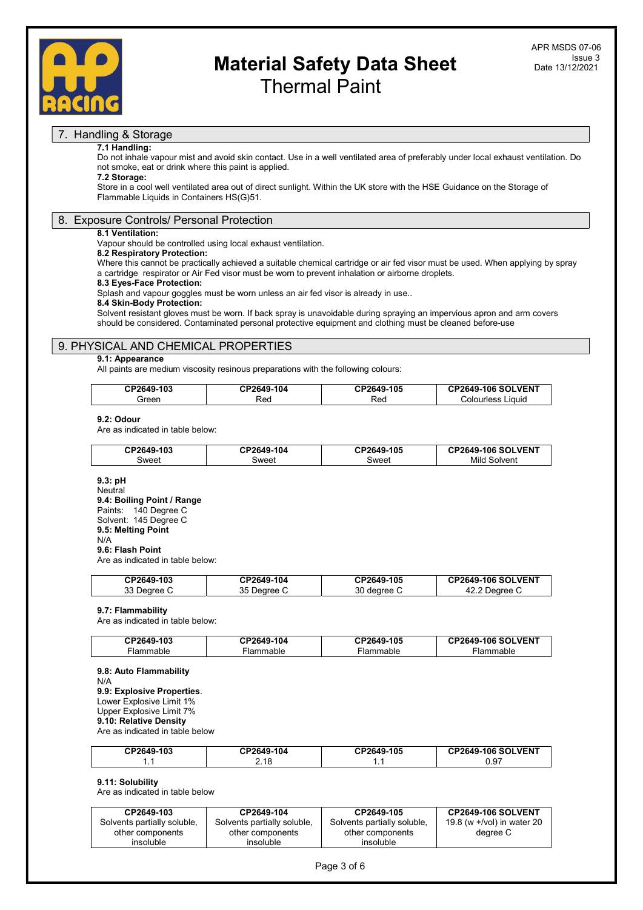## 7. Handling & Storage

**7.1 Handling:**
Do not inhale vapour mist and avoid skin contact. Use in a well ventilated area of preferably under local exhaust ventilation. Do not smoke, eat or drink where this paint is applied.

**7.2 Storage:**
Store in a cool well ventilated area out of direct sunlight. Within the UK store with the HSE Guidance on the Storage of Flammable Liquids in Containers HS(G)51.

## 8. Exposure Controls/ Personal Protection

**8.1 Ventilation:**
Vapour should be controlled using local exhaust ventilation.

**8.2 Respiratory Protection:**
Where this cannot be practically achieved a suitable chemical cartridge or air fed visor must be used. When applying by spray a cartridge respirator or Air Fed visor must be worn to prevent inhalation or airborne droplets.

**8.3 Eyes-Face Protection:**
Splash and vapour goggles must be worn unless an air fed visor is already in use..

**8.4 Skin-Body Protection:**
Solvent resistant gloves must be worn. If back spray is unavoidable during spraying an impervious apron and arm covers should be considered. Contaminated personal protective equipment and clothing must be cleaned before-use

## 9. PHYSICAL AND CHEMICAL PROPERTIES

**9.1: Appearance**
All paints are medium viscosity resinous preparations with the following colours:

| CP2649-103 | CP2649-104 | CP2649-105 | CP2649-106 SOLVENT |
|---|---|---|---|
| Green | Red | Red | Colourless Liquid |

**9.2: Odour**
Are as indicated in table below:

| CP2649-103 | CP2649-104 | CP2649-105 | CP2649-106 SOLVENT |
|---|---|---|---|
| Sweet | Sweet | Sweet | Mild Solvent |

**9.3: pH**
Neutral

**9.4: Boiling Point / Range**
Paints: 140 Degree C
Solvent: 145 Degree C

**9.5: Melting Point**
N/A

**9.6: Flash Point**
Are as indicated in table below:

| CP2649-103 | CP2649-104 | CP2649-105 | CP2649-106 SOLVENT |
|---|---|---|---|
| 33 Degree C | 35 Degree C | 30 degree C | 42.2 Degree C |

**9.7: Flammability**
Are as indicated in table below:

| CP2649-103 | CP2649-104 | CP2649-105 | CP2649-106 SOLVENT |
|---|---|---|---|
| Flammable | Flammable | Flammable | Flammable |

**9.8: Auto Flammability**
N/A

**9.9: Explosive Properties**.
Lower Explosive Limit 1%
Upper Explosive Limit 7%

**9.10: Relative Density**
Are as indicated in table below

| CP2649-103 | CP2649-104 | CP2649-105 | CP2649-106 SOLVENT |
|---|---|---|---|
| 1.1 | 2.18 | 1.1 | 0.97 |

**9.11: Solubility**
Are as indicated in table below

| CP2649-103 | CP2649-104 | CP2649-105 | CP2649-106 SOLVENT |
|---|---|---|---|
| Solvents partially soluble, other components insoluble | Solvents partially soluble, other components insoluble | Solvents partially soluble, other components insoluble | 19.8 (w +/vol) in water 20 degree C |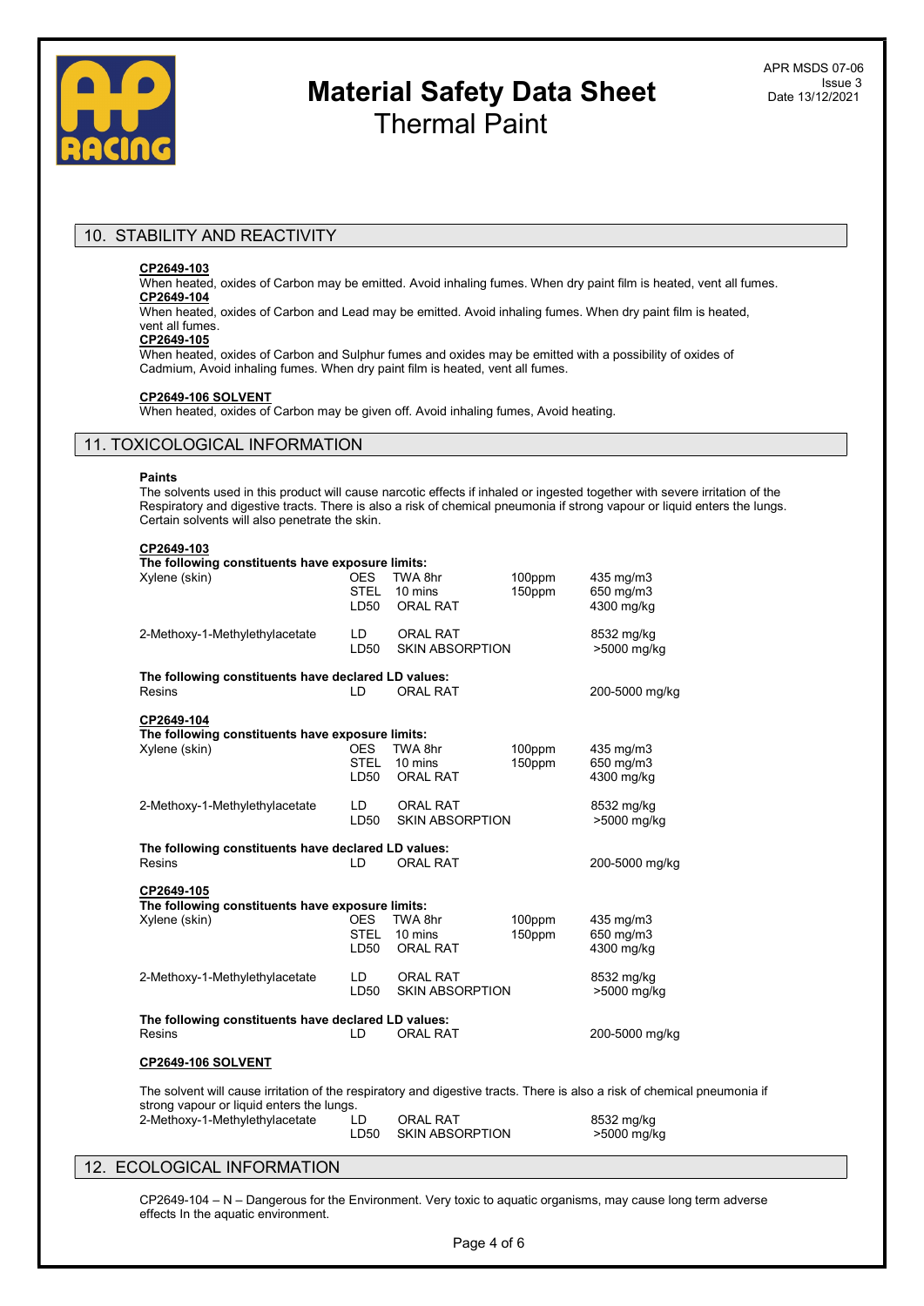## 10. STABILITY AND REACTIVITY

**CP2649-103**
When heated, oxides of Carbon may be emitted. Avoid inhaling fumes. When dry paint film is heated, vent all fumes.

**CP2649-104**
When heated, oxides of Carbon and Lead may be emitted. Avoid inhaling fumes. When dry paint film is heated, vent all fumes.

**CP2649-105**
When heated, oxides of Carbon and Sulphur fumes and oxides may be emitted with a possibility of oxides of Cadmium, Avoid inhaling fumes. When dry paint film is heated, vent all fumes.

**CP2649-106 SOLVENT**
When heated, oxides of Carbon may be given off. Avoid inhaling fumes, Avoid heating.

## 11. TOXICOLOGICAL INFORMATION

**Paints**
The solvents used in this product will cause narcotic effects if inhaled or ingested together with severe irritation of the Respiratory and digestive tracts. There is also a risk of chemical pneumonia if strong vapour or liquid enters the lungs. Certain solvents will also penetrate the skin.

**CP2649-103**

**The following constituents have exposure limits:**

| | | | | |
|---|---|---|---|---|
| Xylene (skin) | OES | TWA 8hr | 100ppm | 435 mg/m3 |
| | STEL | 10 mins | 150ppm | 650 mg/m3 |
| | LD50 | ORAL RAT | | 4300 mg/kg |
| 2-Methoxy-1-Methylethylacetate | LD | ORAL RAT | | 8532 mg/kg |
| | LD50 | SKIN ABSORPTION | | >5000 mg/kg |

**The following constituents have declared LD values:**

| | | | | |
|---|---|---|---|---|
| Resins | LD | ORAL RAT | | 200-5000 mg/kg |

**CP2649-104**

**The following constituents have exposure limits:**

| | | | | |
|---|---|---|---|---|
| Xylene (skin) | OES | TWA 8hr | 100ppm | 435 mg/m3 |
| | STEL | 10 mins | 150ppm | 650 mg/m3 |
| | LD50 | ORAL RAT | | 4300 mg/kg |
| 2-Methoxy-1-Methylethylacetate | LD | ORAL RAT | | 8532 mg/kg |
| | LD50 | SKIN ABSORPTION | | >5000 mg/kg |

**The following constituents have declared LD values:**

| | | | | |
|---|---|---|---|---|
| Resins | LD | ORAL RAT | | 200-5000 mg/kg |

**CP2649-105**

**The following constituents have exposure limits:**

| | | | | |
|---|---|---|---|---|
| Xylene (skin) | OES | TWA 8hr | 100ppm | 435 mg/m3 |
| | STEL | 10 mins | 150ppm | 650 mg/m3 |
| | LD50 | ORAL RAT | | 4300 mg/kg |
| 2-Methoxy-1-Methylethylacetate | LD | ORAL RAT | | 8532 mg/kg |
| | LD50 | SKIN ABSORPTION | | >5000 mg/kg |

**The following constituents have declared LD values:**

| | | | | |
|---|---|---|---|---|
| Resins | LD | ORAL RAT | | 200-5000 mg/kg |

**CP2649-106 SOLVENT**

The solvent will cause irritation of the respiratory and digestive tracts. There is also a risk of chemical pneumonia if strong vapour or liquid enters the lungs.

| | | | | |
|---|---|---|---|---|
| 2-Methoxy-1-Methylethylacetate | LD | ORAL RAT | | 8532 mg/kg |
| | LD50 | SKIN ABSORPTION | | >5000 mg/kg |

## 12. ECOLOGICAL INFORMATION

CP2649-104 – N – Dangerous for the Environment. Very toxic to aquatic organisms, may cause long term adverse effects In the aquatic environment.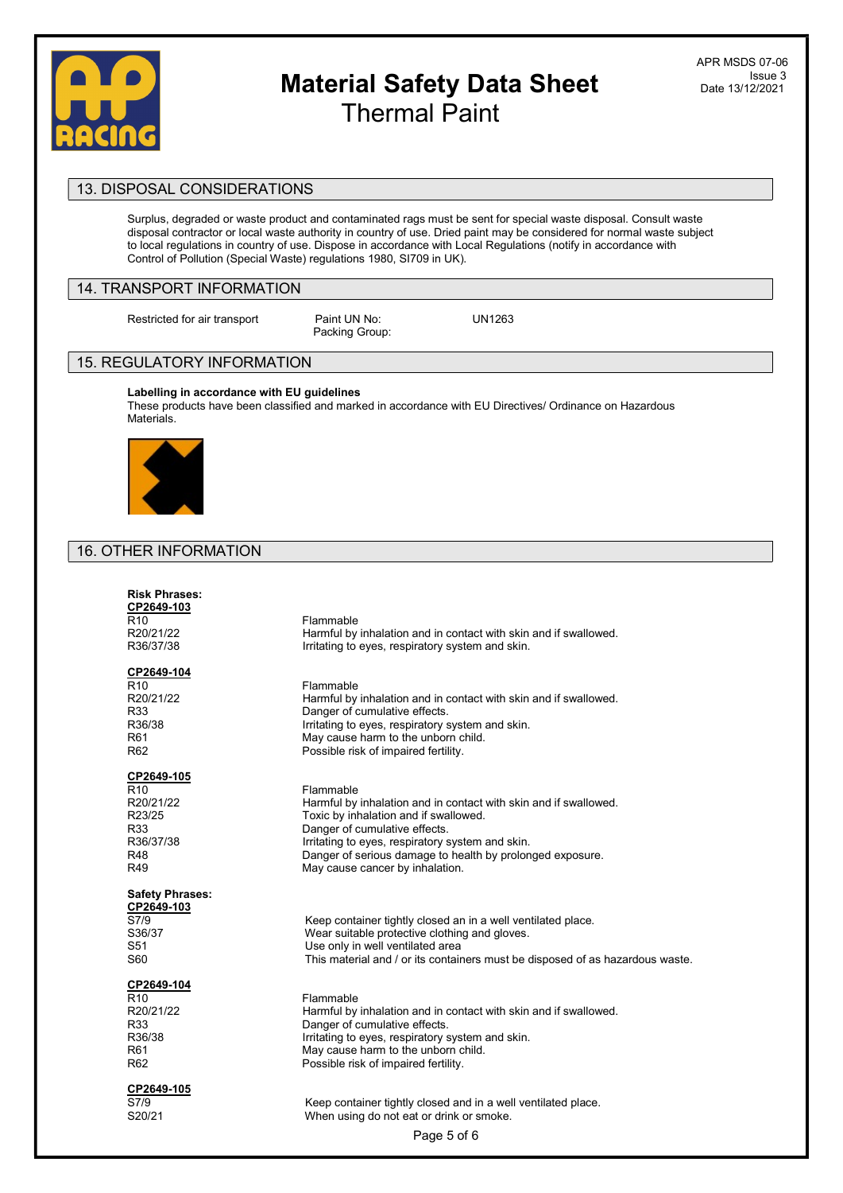## 13. DISPOSAL CONSIDERATIONS

Surplus, degraded or waste product and contaminated rags must be sent for special waste disposal. Consult waste disposal contractor or local waste authority in country of use. Dried paint may be considered for normal waste subject to local regulations in country of use. Dispose in accordance with Local Regulations (notify in accordance with Control of Pollution (Special Waste) regulations 1980, SI709 in UK).

## 14. TRANSPORT INFORMATION

Restricted for air transport

Paint UN No: UN1263

Packing Group:

## 15. REGULATORY INFORMATION

**Labelling in accordance with EU guidelines**

These products have been classified and marked in accordance with EU Directives/ Ordinance on Hazardous Materials.

## 16. OTHER INFORMATION

**Risk Phrases:**

**CP2649-103**

| | |
|---|---|
| R10 | Flammable |
| R20/21/22 | Harmful by inhalation and in contact with skin and if swallowed. |
| R36/37/38 | Irritating to eyes, respiratory system and skin. |

**CP2649-104**

| | |
|---|---|
| R10 | Flammable |
| R20/21/22 | Harmful by inhalation and in contact with skin and if swallowed. |
| R33 | Danger of cumulative effects. |
| R36/38 | Irritating to eyes, respiratory system and skin. |
| R61 | May cause harm to the unborn child. |
| R62 | Possible risk of impaired fertility. |

**CP2649-105**

| | |
|---|---|
| R10 | Flammable |
| R20/21/22 | Harmful by inhalation and in contact with skin and if swallowed. |
| R23/25 | Toxic by inhalation and if swallowed. |
| R33 | Danger of cumulative effects. |
| R36/37/38 | Irritating to eyes, respiratory system and skin. |
| R48 | Danger of serious damage to health by prolonged exposure. |
| R49 | May cause cancer by inhalation. |

**Safety Phrases:**

**CP2649-103**

| | |
|---|---|
| S7/9 | Keep container tightly closed an in a well ventilated place. |
| S36/37 | Wear suitable protective clothing and gloves. |
| S51 | Use only in well ventilated area |
| S60 | This material and / or its containers must be disposed of as hazardous waste. |

**CP2649-104**

| | |
|---|---|
| R10 | Flammable |
| R20/21/22 | Harmful by inhalation and in contact with skin and if swallowed. |
| R33 | Danger of cumulative effects. |
| R36/38 | Irritating to eyes, respiratory system and skin. |
| R61 | May cause harm to the unborn child. |
| R62 | Possible risk of impaired fertility. |

**CP2649-105**

| | |
|---|---|
| S7/9 | Keep container tightly closed and in a well ventilated place. |
| S20/21 | When using do not eat or drink or smoke. |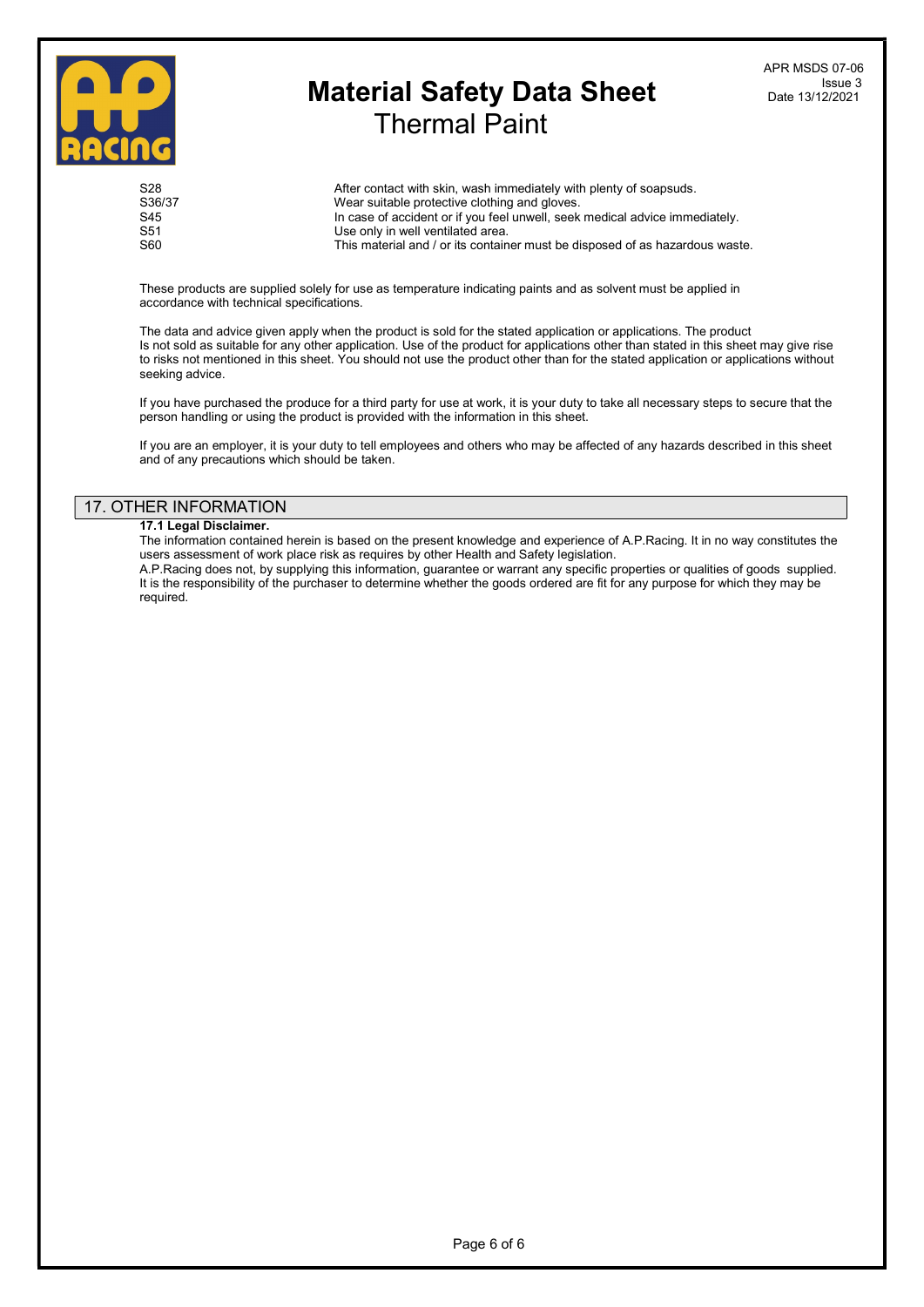| | |
|---|---|
| S28 | After contact with skin, wash immediately with plenty of soapsuds. |
| S36/37 | Wear suitable protective clothing and gloves. |
| S45 | In case of accident or if you feel unwell, seek medical advice immediately. |
| S51 | Use only in well ventilated area. |
| S60 | This material and / or its container must be disposed of as hazardous waste. |

These products are supplied solely for use as temperature indicating paints and as solvent must be applied in accordance with technical specifications.

The data and advice given apply when the product is sold for the stated application or applications. The product Is not sold as suitable for any other application. Use of the product for applications other than stated in this sheet may give rise to risks not mentioned in this sheet. You should not use the product other than for the stated application or applications without seeking advice.

If you have purchased the produce for a third party for use at work, it is your duty to take all necessary steps to secure that the person handling or using the product is provided with the information in this sheet.

If you are an employer, it is your duty to tell employees and others who may be affected of any hazards described in this sheet and of any precautions which should be taken.

## 17. OTHER INFORMATION

**17.1 Legal Disclaimer.**

The information contained herein is based on the present knowledge and experience of A.P.Racing. It in no way constitutes the users assessment of work place risk as requires by other Health and Safety legislation.

A.P.Racing does not, by supplying this information, guarantee or warrant any specific properties or qualities of goods supplied. It is the responsibility of the purchaser to determine whether the goods ordered are fit for any purpose for which they may be required.